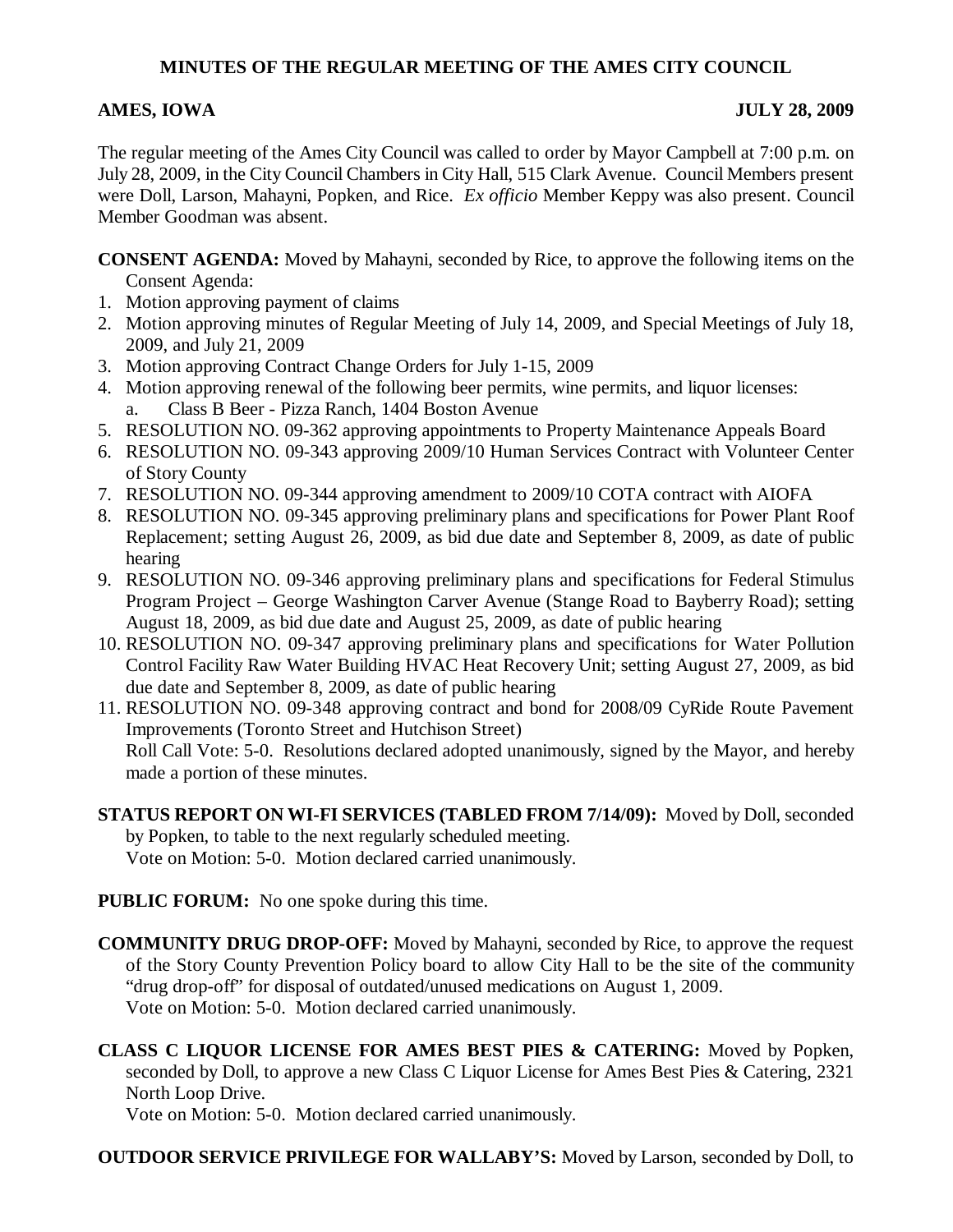# MINUTES OF THE REGULAR MEETING OF THE AMES CITY COUNCIL

**AMES, IOWA** **JULY 28, 2009**

The regular meeting of the Ames City Council was called to order by Mayor Campbell at 7:00 p.m. on July 28, 2009, in the City Council Chambers in City Hall, 515 Clark Avenue. Council Members present were Doll, Larson, Mahayni, Popken, and Rice. *Ex officio* Member Keppy was also present. Council Member Goodman was absent.

**CONSENT AGENDA:** Moved by Mahayni, seconded by Rice, to approve the following items on the Consent Agenda:

1. Motion approving payment of claims
2. Motion approving minutes of Regular Meeting of July 14, 2009, and Special Meetings of July 18, 2009, and July 21, 2009
3. Motion approving Contract Change Orders for July 1-15, 2009
4. Motion approving renewal of the following beer permits, wine permits, and liquor licenses:
   a. Class B Beer - Pizza Ranch, 1404 Boston Avenue
5. RESOLUTION NO. 09-362 approving appointments to Property Maintenance Appeals Board
6. RESOLUTION NO. 09-343 approving 2009/10 Human Services Contract with Volunteer Center of Story County
7. RESOLUTION NO. 09-344 approving amendment to 2009/10 COTA contract with AIOFA
8. RESOLUTION NO. 09-345 approving preliminary plans and specifications for Power Plant Roof Replacement; setting August 26, 2009, as bid due date and September 8, 2009, as date of public hearing
9. RESOLUTION NO. 09-346 approving preliminary plans and specifications for Federal Stimulus Program Project – George Washington Carver Avenue (Stange Road to Bayberry Road); setting August 18, 2009, as bid due date and August 25, 2009, as date of public hearing
10. RESOLUTION NO. 09-347 approving preliminary plans and specifications for Water Pollution Control Facility Raw Water Building HVAC Heat Recovery Unit; setting August 27, 2009, as bid due date and September 8, 2009, as date of public hearing
11. RESOLUTION NO. 09-348 approving contract and bond for 2008/09 CyRide Route Pavement Improvements (Toronto Street and Hutchison Street)
    Roll Call Vote: 5-0. Resolutions declared adopted unanimously, signed by the Mayor, and hereby made a portion of these minutes.

**STATUS REPORT ON WI-FI SERVICES (TABLED FROM 7/14/09):** Moved by Doll, seconded by Popken, to table to the next regularly scheduled meeting.
Vote on Motion: 5-0. Motion declared carried unanimously.

**PUBLIC FORUM:** No one spoke during this time.

**COMMUNITY DRUG DROP-OFF:** Moved by Mahayni, seconded by Rice, to approve the request of the Story County Prevention Policy board to allow City Hall to be the site of the community "drug drop-off" for disposal of outdated/unused medications on August 1, 2009.
Vote on Motion: 5-0. Motion declared carried unanimously.

**CLASS C LIQUOR LICENSE FOR AMES BEST PIES & CATERING:** Moved by Popken, seconded by Doll, to approve a new Class C Liquor License for Ames Best Pies & Catering, 2321 North Loop Drive.
Vote on Motion: 5-0. Motion declared carried unanimously.

**OUTDOOR SERVICE PRIVILEGE FOR WALLABY'S:** Moved by Larson, seconded by Doll, to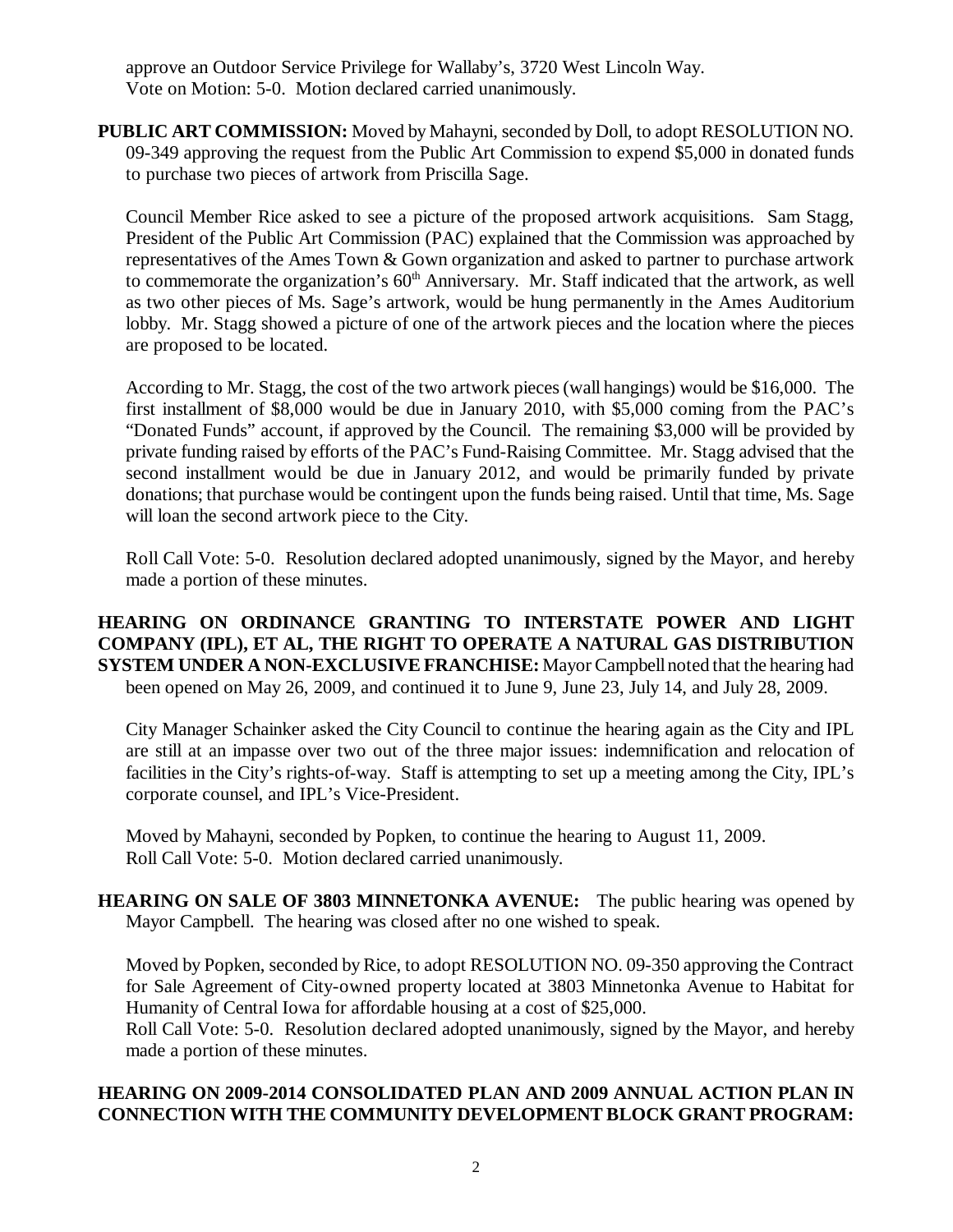approve an Outdoor Service Privilege for Wallaby's, 3720 West Lincoln Way.
Vote on Motion: 5-0. Motion declared carried unanimously.

**PUBLIC ART COMMISSION:** Moved by Mahayni, seconded by Doll, to adopt RESOLUTION NO. 09-349 approving the request from the Public Art Commission to expend $5,000 in donated funds to purchase two pieces of artwork from Priscilla Sage.

Council Member Rice asked to see a picture of the proposed artwork acquisitions. Sam Stagg, President of the Public Art Commission (PAC) explained that the Commission was approached by representatives of the Ames Town & Gown organization and asked to partner to purchase artwork to commemorate the organization's 60th Anniversary. Mr. Staff indicated that the artwork, as well as two other pieces of Ms. Sage's artwork, would be hung permanently in the Ames Auditorium lobby. Mr. Stagg showed a picture of one of the artwork pieces and the location where the pieces are proposed to be located.

According to Mr. Stagg, the cost of the two artwork pieces (wall hangings) would be $16,000. The first installment of $8,000 would be due in January 2010, with $5,000 coming from the PAC's "Donated Funds" account, if approved by the Council. The remaining $3,000 will be provided by private funding raised by efforts of the PAC's Fund-Raising Committee. Mr. Stagg advised that the second installment would be due in January 2012, and would be primarily funded by private donations; that purchase would be contingent upon the funds being raised. Until that time, Ms. Sage will loan the second artwork piece to the City.

Roll Call Vote: 5-0. Resolution declared adopted unanimously, signed by the Mayor, and hereby made a portion of these minutes.

**HEARING ON ORDINANCE GRANTING TO INTERSTATE POWER AND LIGHT COMPANY (IPL), ET AL, THE RIGHT TO OPERATE A NATURAL GAS DISTRIBUTION SYSTEM UNDER A NON-EXCLUSIVE FRANCHISE:** Mayor Campbell noted that the hearing had been opened on May 26, 2009, and continued it to June 9, June 23, July 14, and July 28, 2009.

City Manager Schainker asked the City Council to continue the hearing again as the City and IPL are still at an impasse over two out of the three major issues: indemnification and relocation of facilities in the City's rights-of-way. Staff is attempting to set up a meeting among the City, IPL's corporate counsel, and IPL's Vice-President.

Moved by Mahayni, seconded by Popken, to continue the hearing to August 11, 2009.
Roll Call Vote: 5-0. Motion declared carried unanimously.

**HEARING ON SALE OF 3803 MINNETONKA AVENUE:** The public hearing was opened by Mayor Campbell. The hearing was closed after no one wished to speak.

Moved by Popken, seconded by Rice, to adopt RESOLUTION NO. 09-350 approving the Contract for Sale Agreement of City-owned property located at 3803 Minnetonka Avenue to Habitat for Humanity of Central Iowa for affordable housing at a cost of $25,000.
Roll Call Vote: 5-0. Resolution declared adopted unanimously, signed by the Mayor, and hereby made a portion of these minutes.

**HEARING ON 2009-2014 CONSOLIDATED PLAN AND 2009 ANNUAL ACTION PLAN IN CONNECTION WITH THE COMMUNITY DEVELOPMENT BLOCK GRANT PROGRAM:**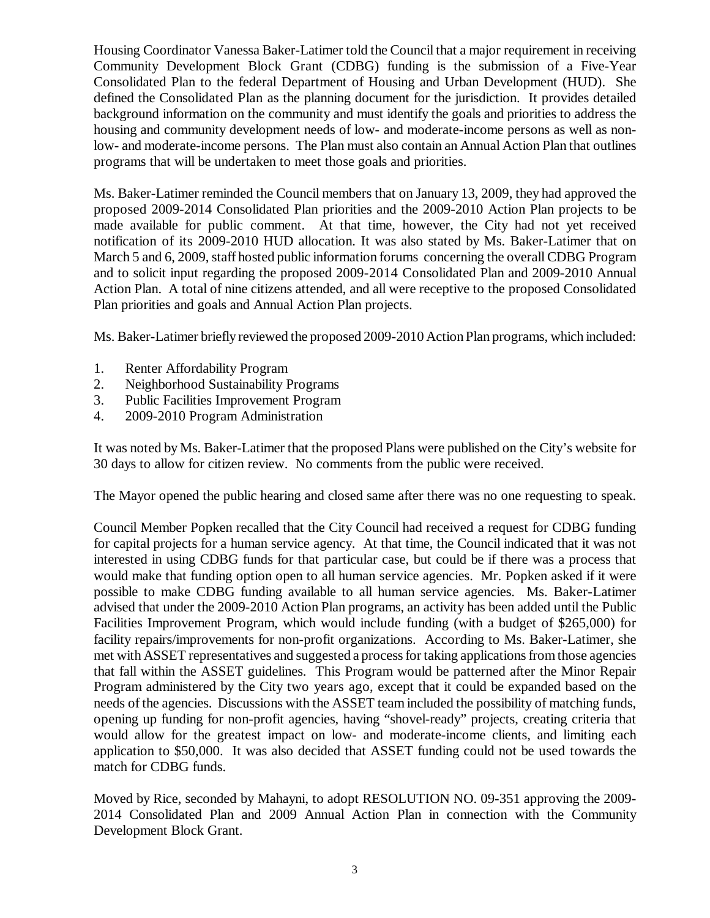Housing Coordinator Vanessa Baker-Latimer told the Council that a major requirement in receiving Community Development Block Grant (CDBG) funding is the submission of a Five-Year Consolidated Plan to the federal Department of Housing and Urban Development (HUD). She defined the Consolidated Plan as the planning document for the jurisdiction. It provides detailed background information on the community and must identify the goals and priorities to address the housing and community development needs of low- and moderate-income persons as well as non-low- and moderate-income persons. The Plan must also contain an Annual Action Plan that outlines programs that will be undertaken to meet those goals and priorities.

Ms. Baker-Latimer reminded the Council members that on January 13, 2009, they had approved the proposed 2009-2014 Consolidated Plan priorities and the 2009-2010 Action Plan projects to be made available for public comment. At that time, however, the City had not yet received notification of its 2009-2010 HUD allocation. It was also stated by Ms. Baker-Latimer that on March 5 and 6, 2009, staff hosted public information forums concerning the overall CDBG Program and to solicit input regarding the proposed 2009-2014 Consolidated Plan and 2009-2010 Annual Action Plan. A total of nine citizens attended, and all were receptive to the proposed Consolidated Plan priorities and goals and Annual Action Plan projects.

Ms. Baker-Latimer briefly reviewed the proposed 2009-2010 Action Plan programs, which included:

1. Renter Affordability Program
2. Neighborhood Sustainability Programs
3. Public Facilities Improvement Program
4. 2009-2010 Program Administration

It was noted by Ms. Baker-Latimer that the proposed Plans were published on the City's website for 30 days to allow for citizen review. No comments from the public were received.

The Mayor opened the public hearing and closed same after there was no one requesting to speak.

Council Member Popken recalled that the City Council had received a request for CDBG funding for capital projects for a human service agency. At that time, the Council indicated that it was not interested in using CDBG funds for that particular case, but could be if there was a process that would make that funding option open to all human service agencies. Mr. Popken asked if it were possible to make CDBG funding available to all human service agencies. Ms. Baker-Latimer advised that under the 2009-2010 Action Plan programs, an activity has been added until the Public Facilities Improvement Program, which would include funding (with a budget of $265,000) for facility repairs/improvements for non-profit organizations. According to Ms. Baker-Latimer, she met with ASSET representatives and suggested a process for taking applications from those agencies that fall within the ASSET guidelines. This Program would be patterned after the Minor Repair Program administered by the City two years ago, except that it could be expanded based on the needs of the agencies. Discussions with the ASSET team included the possibility of matching funds, opening up funding for non-profit agencies, having "shovel-ready" projects, creating criteria that would allow for the greatest impact on low- and moderate-income clients, and limiting each application to $50,000. It was also decided that ASSET funding could not be used towards the match for CDBG funds.

Moved by Rice, seconded by Mahayni, to adopt RESOLUTION NO. 09-351 approving the 2009-2014 Consolidated Plan and 2009 Annual Action Plan in connection with the Community Development Block Grant.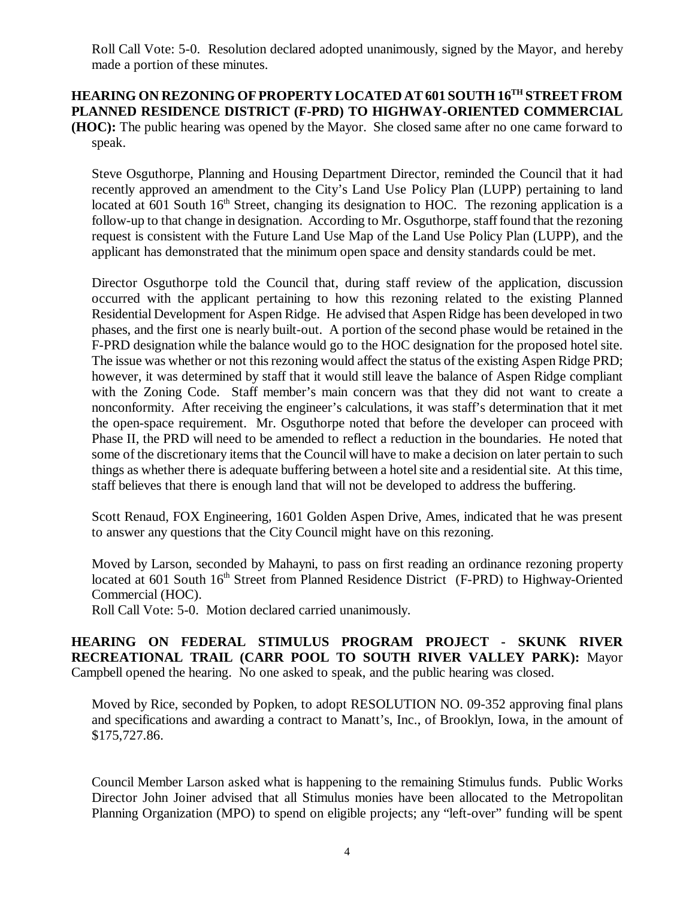Roll Call Vote: 5-0. Resolution declared adopted unanimously, signed by the Mayor, and hereby made a portion of these minutes.

**HEARING ON REZONING OF PROPERTY LOCATED AT 601 SOUTH 16TH STREET FROM PLANNED RESIDENCE DISTRICT (F-PRD) TO HIGHWAY-ORIENTED COMMERCIAL (HOC):** The public hearing was opened by the Mayor. She closed same after no one came forward to speak.

Steve Osguthorpe, Planning and Housing Department Director, reminded the Council that it had recently approved an amendment to the City's Land Use Policy Plan (LUPP) pertaining to land located at 601 South 16th Street, changing its designation to HOC. The rezoning application is a follow-up to that change in designation. According to Mr. Osguthorpe, staff found that the rezoning request is consistent with the Future Land Use Map of the Land Use Policy Plan (LUPP), and the applicant has demonstrated that the minimum open space and density standards could be met.

Director Osguthorpe told the Council that, during staff review of the application, discussion occurred with the applicant pertaining to how this rezoning related to the existing Planned Residential Development for Aspen Ridge. He advised that Aspen Ridge has been developed in two phases, and the first one is nearly built-out. A portion of the second phase would be retained in the F-PRD designation while the balance would go to the HOC designation for the proposed hotel site. The issue was whether or not this rezoning would affect the status of the existing Aspen Ridge PRD; however, it was determined by staff that it would still leave the balance of Aspen Ridge compliant with the Zoning Code. Staff member's main concern was that they did not want to create a nonconformity. After receiving the engineer's calculations, it was staff's determination that it met the open-space requirement. Mr. Osguthorpe noted that before the developer can proceed with Phase II, the PRD will need to be amended to reflect a reduction in the boundaries. He noted that some of the discretionary items that the Council will have to make a decision on later pertain to such things as whether there is adequate buffering between a hotel site and a residential site. At this time, staff believes that there is enough land that will not be developed to address the buffering.

Scott Renaud, FOX Engineering, 1601 Golden Aspen Drive, Ames, indicated that he was present to answer any questions that the City Council might have on this rezoning.

Moved by Larson, seconded by Mahayni, to pass on first reading an ordinance rezoning property located at 601 South 16th Street from Planned Residence District (F-PRD) to Highway-Oriented Commercial (HOC).
Roll Call Vote: 5-0. Motion declared carried unanimously.

**HEARING ON FEDERAL STIMULUS PROGRAM PROJECT - SKUNK RIVER RECREATIONAL TRAIL (CARR POOL TO SOUTH RIVER VALLEY PARK):** Mayor Campbell opened the hearing. No one asked to speak, and the public hearing was closed.

Moved by Rice, seconded by Popken, to adopt RESOLUTION NO. 09-352 approving final plans and specifications and awarding a contract to Manatt's, Inc., of Brooklyn, Iowa, in the amount of $175,727.86.

Council Member Larson asked what is happening to the remaining Stimulus funds. Public Works Director John Joiner advised that all Stimulus monies have been allocated to the Metropolitan Planning Organization (MPO) to spend on eligible projects; any "left-over" funding will be spent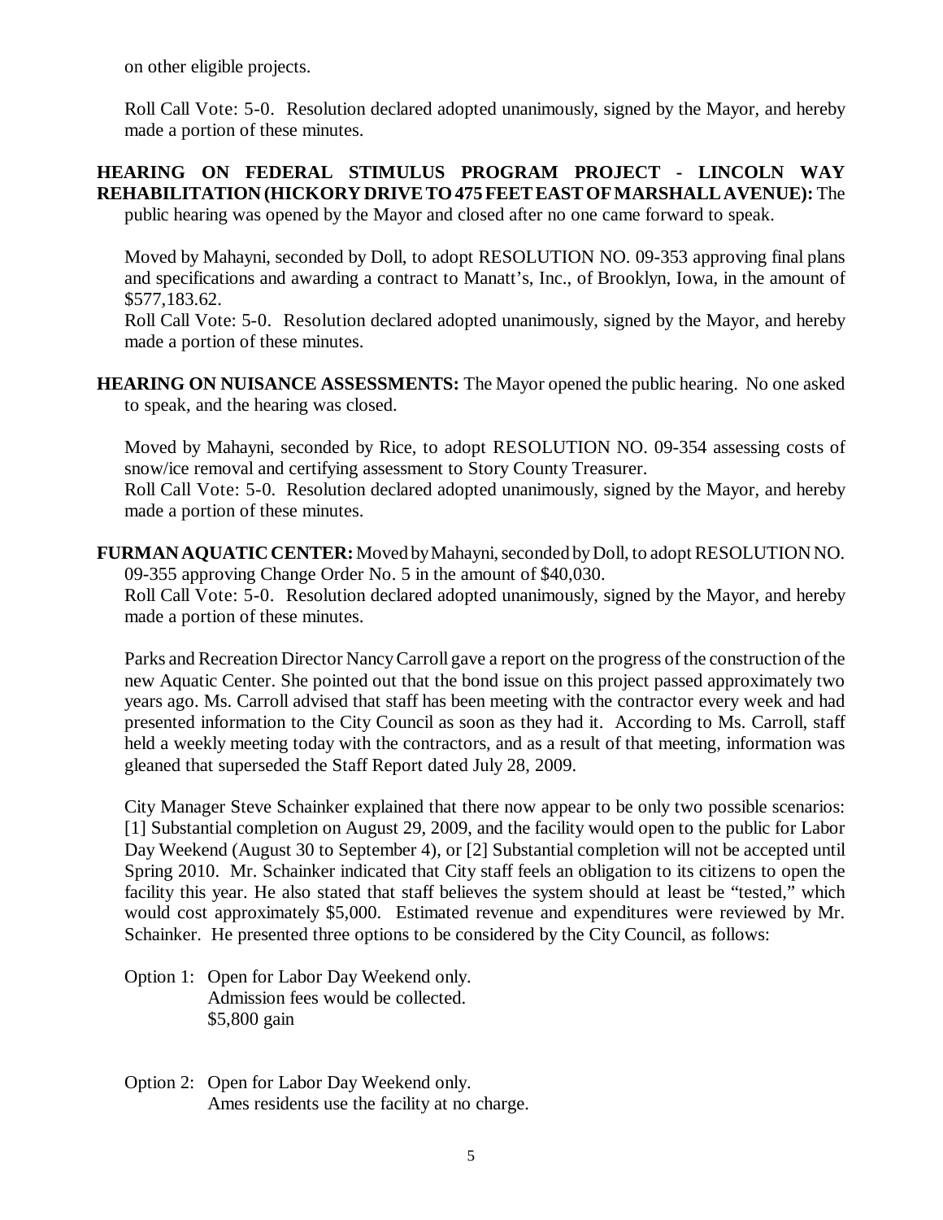on other eligible projects.

Roll Call Vote: 5-0. Resolution declared adopted unanimously, signed by the Mayor, and hereby made a portion of these minutes.

**HEARING ON FEDERAL STIMULUS PROGRAM PROJECT - LINCOLN WAY REHABILITATION (HICKORY DRIVE TO 475 FEET EAST OF MARSHALL AVENUE):** The public hearing was opened by the Mayor and closed after no one came forward to speak.

Moved by Mahayni, seconded by Doll, to adopt RESOLUTION NO. 09-353 approving final plans and specifications and awarding a contract to Manatt's, Inc., of Brooklyn, Iowa, in the amount of $577,183.62.

Roll Call Vote: 5-0. Resolution declared adopted unanimously, signed by the Mayor, and hereby made a portion of these minutes.

**HEARING ON NUISANCE ASSESSMENTS:** The Mayor opened the public hearing. No one asked to speak, and the hearing was closed.

Moved by Mahayni, seconded by Rice, to adopt RESOLUTION NO. 09-354 assessing costs of snow/ice removal and certifying assessment to Story County Treasurer.

Roll Call Vote: 5-0. Resolution declared adopted unanimously, signed by the Mayor, and hereby made a portion of these minutes.

**FURMAN AQUATIC CENTER:** Moved by Mahayni, seconded by Doll, to adopt RESOLUTION NO. 09-355 approving Change Order No. 5 in the amount of $40,030.

Roll Call Vote: 5-0. Resolution declared adopted unanimously, signed by the Mayor, and hereby made a portion of these minutes.

Parks and Recreation Director Nancy Carroll gave a report on the progress of the construction of the new Aquatic Center. She pointed out that the bond issue on this project passed approximately two years ago. Ms. Carroll advised that staff has been meeting with the contractor every week and had presented information to the City Council as soon as they had it. According to Ms. Carroll, staff held a weekly meeting today with the contractors, and as a result of that meeting, information was gleaned that superseded the Staff Report dated July 28, 2009.

City Manager Steve Schainker explained that there now appear to be only two possible scenarios: [1] Substantial completion on August 29, 2009, and the facility would open to the public for Labor Day Weekend (August 30 to September 4), or [2] Substantial completion will not be accepted until Spring 2010. Mr. Schainker indicated that City staff feels an obligation to its citizens to open the facility this year. He also stated that staff believes the system should at least be "tested," which would cost approximately $5,000. Estimated revenue and expenditures were reviewed by Mr. Schainker. He presented three options to be considered by the City Council, as follows:

Option 1: Open for Labor Day Weekend only.
Admission fees would be collected.
$5,800 gain

Option 2: Open for Labor Day Weekend only.
Ames residents use the facility at no charge.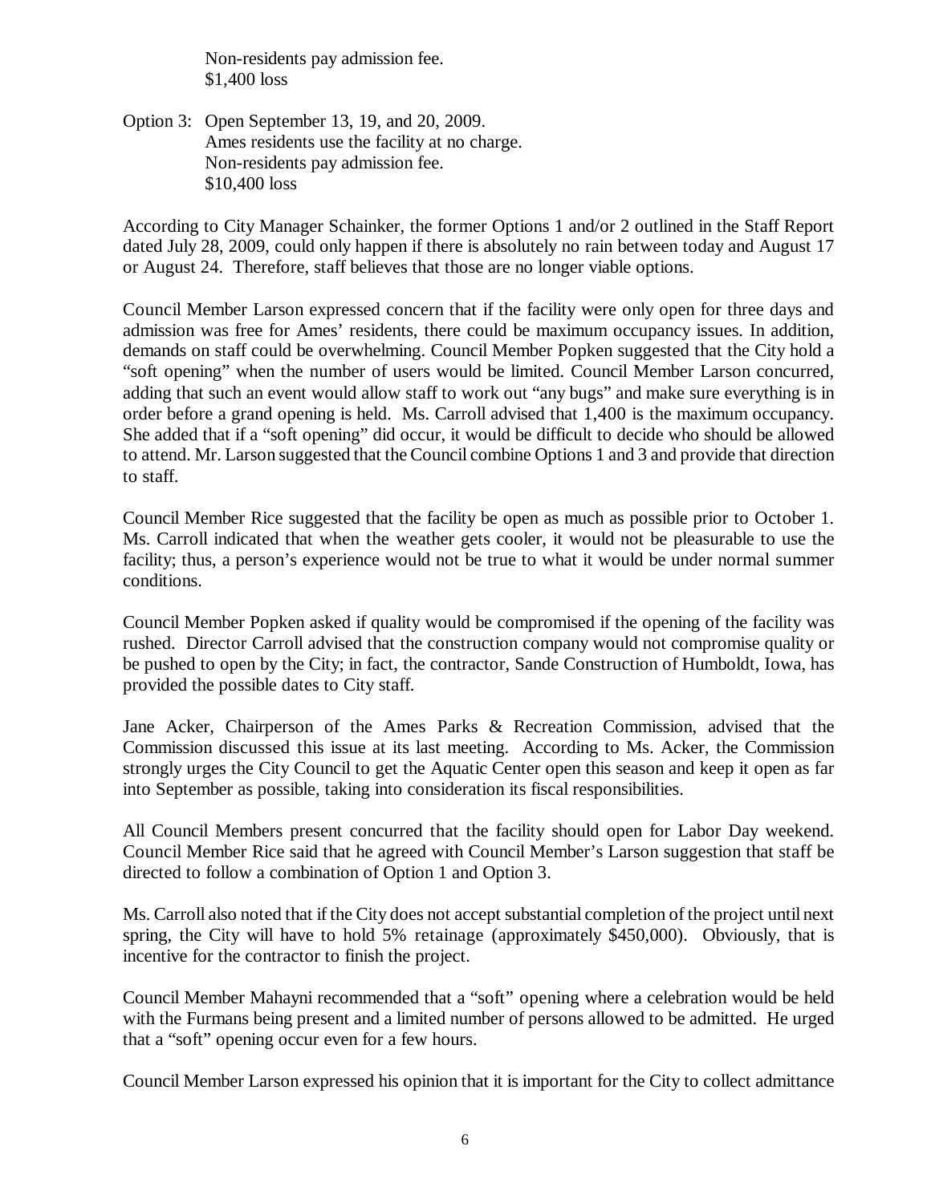Non-residents pay admission fee.
$1,400 loss

Option 3: Open September 13, 19, and 20, 2009.
Ames residents use the facility at no charge.
Non-residents pay admission fee.
$10,400 loss

According to City Manager Schainker, the former Options 1 and/or 2 outlined in the Staff Report dated July 28, 2009, could only happen if there is absolutely no rain between today and August 17 or August 24. Therefore, staff believes that those are no longer viable options.

Council Member Larson expressed concern that if the facility were only open for three days and admission was free for Ames' residents, there could be maximum occupancy issues. In addition, demands on staff could be overwhelming. Council Member Popken suggested that the City hold a "soft opening" when the number of users would be limited. Council Member Larson concurred, adding that such an event would allow staff to work out "any bugs" and make sure everything is in order before a grand opening is held. Ms. Carroll advised that 1,400 is the maximum occupancy. She added that if a "soft opening" did occur, it would be difficult to decide who should be allowed to attend. Mr. Larson suggested that the Council combine Options 1 and 3 and provide that direction to staff.

Council Member Rice suggested that the facility be open as much as possible prior to October 1. Ms. Carroll indicated that when the weather gets cooler, it would not be pleasurable to use the facility; thus, a person's experience would not be true to what it would be under normal summer conditions.

Council Member Popken asked if quality would be compromised if the opening of the facility was rushed. Director Carroll advised that the construction company would not compromise quality or be pushed to open by the City; in fact, the contractor, Sande Construction of Humboldt, Iowa, has provided the possible dates to City staff.

Jane Acker, Chairperson of the Ames Parks & Recreation Commission, advised that the Commission discussed this issue at its last meeting. According to Ms. Acker, the Commission strongly urges the City Council to get the Aquatic Center open this season and keep it open as far into September as possible, taking into consideration its fiscal responsibilities.

All Council Members present concurred that the facility should open for Labor Day weekend. Council Member Rice said that he agreed with Council Member's Larson suggestion that staff be directed to follow a combination of Option 1 and Option 3.

Ms. Carroll also noted that if the City does not accept substantial completion of the project until next spring, the City will have to hold 5% retainage (approximately $450,000). Obviously, that is incentive for the contractor to finish the project.

Council Member Mahayni recommended that a "soft" opening where a celebration would be held with the Furmans being present and a limited number of persons allowed to be admitted. He urged that a "soft" opening occur even for a few hours.

Council Member Larson expressed his opinion that it is important for the City to collect admittance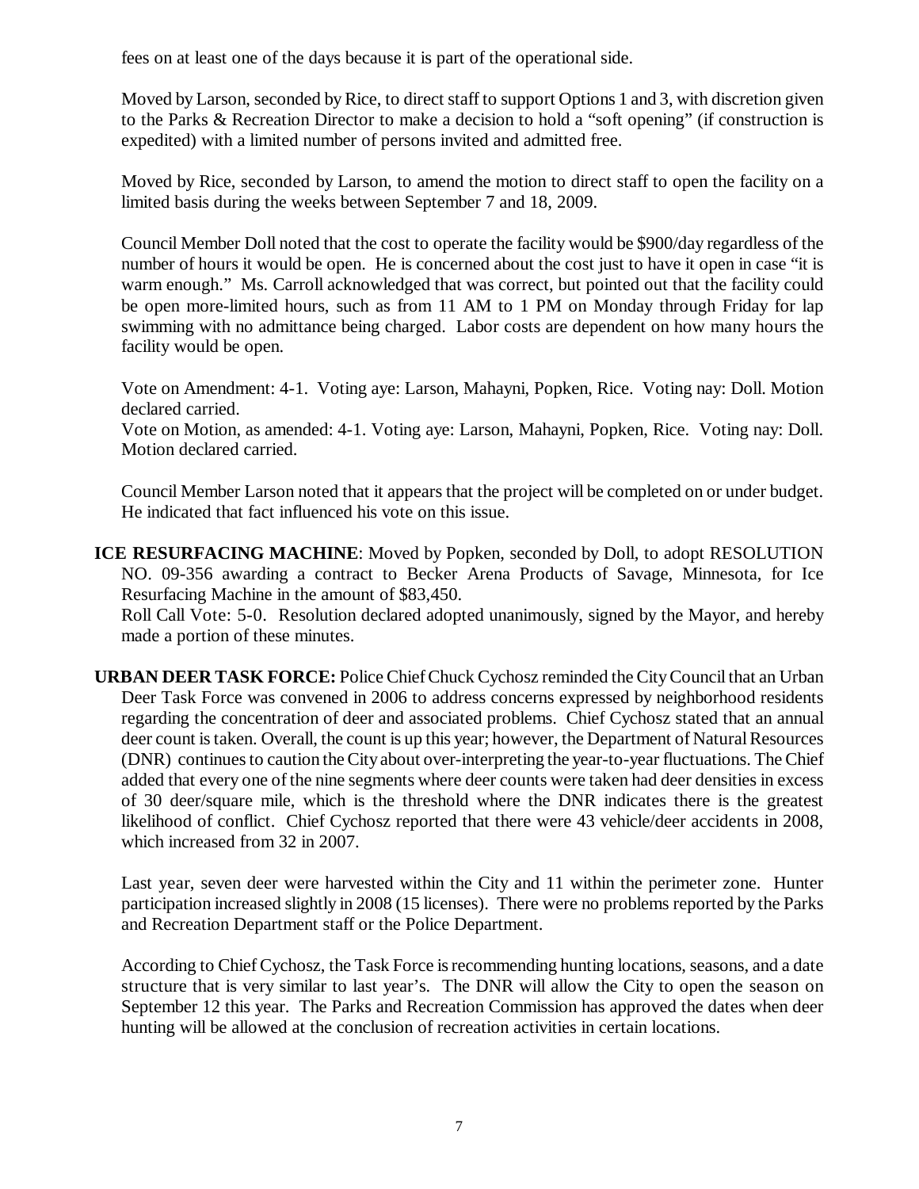fees on at least one of the days because it is part of the operational side.

Moved by Larson, seconded by Rice, to direct staff to support Options 1 and 3, with discretion given to the Parks & Recreation Director to make a decision to hold a "soft opening" (if construction is expedited) with a limited number of persons invited and admitted free.

Moved by Rice, seconded by Larson, to amend the motion to direct staff to open the facility on a limited basis during the weeks between September 7 and 18, 2009.

Council Member Doll noted that the cost to operate the facility would be $900/day regardless of the number of hours it would be open. He is concerned about the cost just to have it open in case "it is warm enough." Ms. Carroll acknowledged that was correct, but pointed out that the facility could be open more-limited hours, such as from 11 AM to 1 PM on Monday through Friday for lap swimming with no admittance being charged. Labor costs are dependent on how many hours the facility would be open.

Vote on Amendment: 4-1. Voting aye: Larson, Mahayni, Popken, Rice. Voting nay: Doll. Motion declared carried.
Vote on Motion, as amended: 4-1. Voting aye: Larson, Mahayni, Popken, Rice. Voting nay: Doll. Motion declared carried.

Council Member Larson noted that it appears that the project will be completed on or under budget. He indicated that fact influenced his vote on this issue.

**ICE RESURFACING MACHINE**: Moved by Popken, seconded by Doll, to adopt RESOLUTION NO. 09-356 awarding a contract to Becker Arena Products of Savage, Minnesota, for Ice Resurfacing Machine in the amount of $83,450.
Roll Call Vote: 5-0. Resolution declared adopted unanimously, signed by the Mayor, and hereby made a portion of these minutes.

**URBAN DEER TASK FORCE:** Police Chief Chuck Cychosz reminded the City Council that an Urban Deer Task Force was convened in 2006 to address concerns expressed by neighborhood residents regarding the concentration of deer and associated problems. Chief Cychosz stated that an annual deer count is taken. Overall, the count is up this year; however, the Department of Natural Resources (DNR) continues to caution the City about over-interpreting the year-to-year fluctuations. The Chief added that every one of the nine segments where deer counts were taken had deer densities in excess of 30 deer/square mile, which is the threshold where the DNR indicates there is the greatest likelihood of conflict. Chief Cychosz reported that there were 43 vehicle/deer accidents in 2008, which increased from 32 in 2007.

Last year, seven deer were harvested within the City and 11 within the perimeter zone. Hunter participation increased slightly in 2008 (15 licenses). There were no problems reported by the Parks and Recreation Department staff or the Police Department.

According to Chief Cychosz, the Task Force is recommending hunting locations, seasons, and a date structure that is very similar to last year's. The DNR will allow the City to open the season on September 12 this year. The Parks and Recreation Commission has approved the dates when deer hunting will be allowed at the conclusion of recreation activities in certain locations.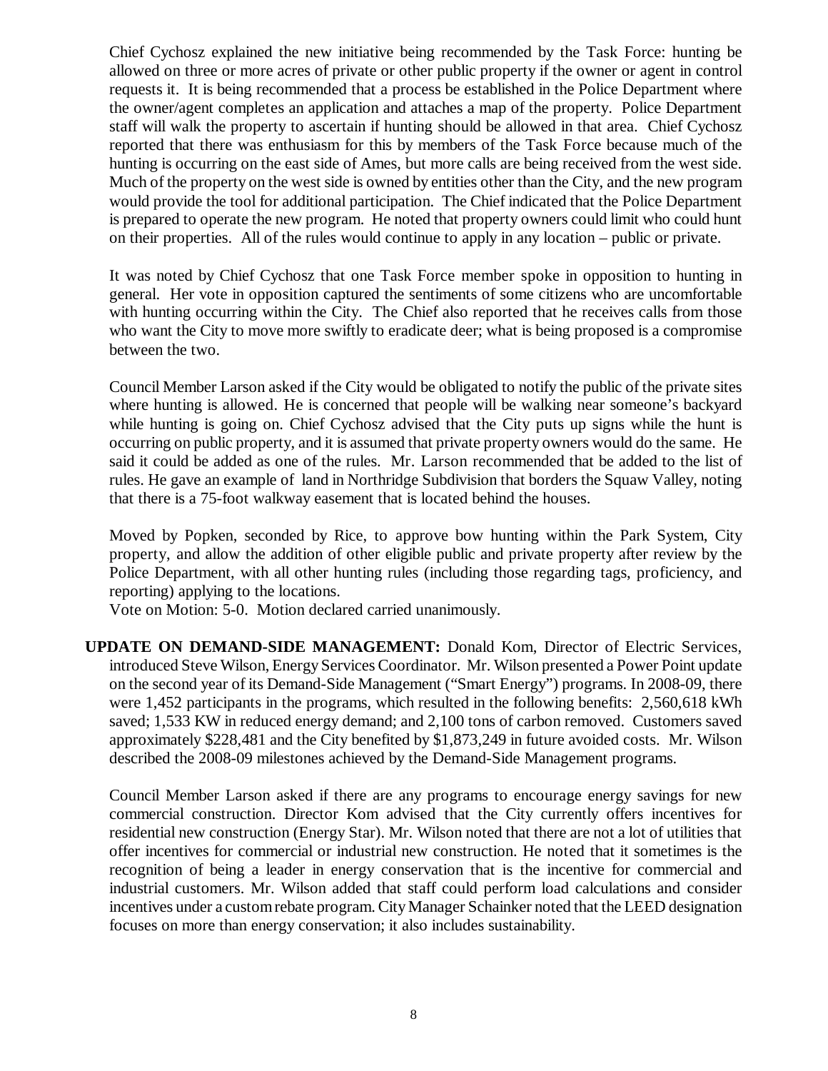Chief Cychosz explained the new initiative being recommended by the Task Force: hunting be allowed on three or more acres of private or other public property if the owner or agent in control requests it. It is being recommended that a process be established in the Police Department where the owner/agent completes an application and attaches a map of the property. Police Department staff will walk the property to ascertain if hunting should be allowed in that area. Chief Cychosz reported that there was enthusiasm for this by members of the Task Force because much of the hunting is occurring on the east side of Ames, but more calls are being received from the west side. Much of the property on the west side is owned by entities other than the City, and the new program would provide the tool for additional participation. The Chief indicated that the Police Department is prepared to operate the new program. He noted that property owners could limit who could hunt on their properties. All of the rules would continue to apply in any location – public or private.

It was noted by Chief Cychosz that one Task Force member spoke in opposition to hunting in general. Her vote in opposition captured the sentiments of some citizens who are uncomfortable with hunting occurring within the City. The Chief also reported that he receives calls from those who want the City to move more swiftly to eradicate deer; what is being proposed is a compromise between the two.

Council Member Larson asked if the City would be obligated to notify the public of the private sites where hunting is allowed. He is concerned that people will be walking near someone's backyard while hunting is going on. Chief Cychosz advised that the City puts up signs while the hunt is occurring on public property, and it is assumed that private property owners would do the same. He said it could be added as one of the rules. Mr. Larson recommended that be added to the list of rules. He gave an example of land in Northridge Subdivision that borders the Squaw Valley, noting that there is a 75-foot walkway easement that is located behind the houses.

Moved by Popken, seconded by Rice, to approve bow hunting within the Park System, City property, and allow the addition of other eligible public and private property after review by the Police Department, with all other hunting rules (including those regarding tags, proficiency, and reporting) applying to the locations.
Vote on Motion: 5-0. Motion declared carried unanimously.

**UPDATE ON DEMAND-SIDE MANAGEMENT:** Donald Kom, Director of Electric Services, introduced Steve Wilson, Energy Services Coordinator. Mr. Wilson presented a Power Point update on the second year of its Demand-Side Management ("Smart Energy") programs. In 2008-09, there were 1,452 participants in the programs, which resulted in the following benefits: 2,560,618 kWh saved; 1,533 KW in reduced energy demand; and 2,100 tons of carbon removed. Customers saved approximately $228,481 and the City benefited by $1,873,249 in future avoided costs. Mr. Wilson described the 2008-09 milestones achieved by the Demand-Side Management programs.

Council Member Larson asked if there are any programs to encourage energy savings for new commercial construction. Director Kom advised that the City currently offers incentives for residential new construction (Energy Star). Mr. Wilson noted that there are not a lot of utilities that offer incentives for commercial or industrial new construction. He noted that it sometimes is the recognition of being a leader in energy conservation that is the incentive for commercial and industrial customers. Mr. Wilson added that staff could perform load calculations and consider incentives under a custom rebate program. City Manager Schainker noted that the LEED designation focuses on more than energy conservation; it also includes sustainability.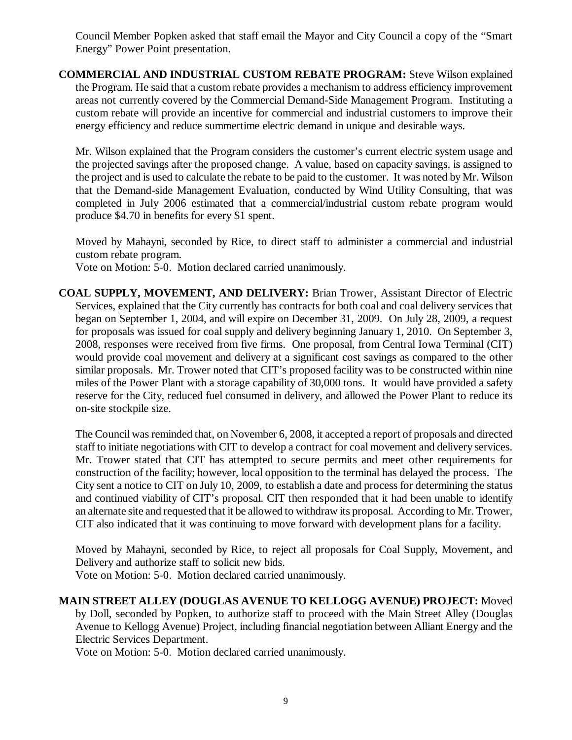Council Member Popken asked that staff email the Mayor and City Council a copy of the "Smart Energy" Power Point presentation.

**COMMERCIAL AND INDUSTRIAL CUSTOM REBATE PROGRAM:** Steve Wilson explained the Program. He said that a custom rebate provides a mechanism to address efficiency improvement areas not currently covered by the Commercial Demand-Side Management Program. Instituting a custom rebate will provide an incentive for commercial and industrial customers to improve their energy efficiency and reduce summertime electric demand in unique and desirable ways.

Mr. Wilson explained that the Program considers the customer's current electric system usage and the projected savings after the proposed change. A value, based on capacity savings, is assigned to the project and is used to calculate the rebate to be paid to the customer. It was noted by Mr. Wilson that the Demand-side Management Evaluation, conducted by Wind Utility Consulting, that was completed in July 2006 estimated that a commercial/industrial custom rebate program would produce $4.70 in benefits for every $1 spent.

Moved by Mahayni, seconded by Rice, to direct staff to administer a commercial and industrial custom rebate program.
Vote on Motion: 5-0. Motion declared carried unanimously.

**COAL SUPPLY, MOVEMENT, AND DELIVERY:** Brian Trower, Assistant Director of Electric Services, explained that the City currently has contracts for both coal and coal delivery services that began on September 1, 2004, and will expire on December 31, 2009. On July 28, 2009, a request for proposals was issued for coal supply and delivery beginning January 1, 2010. On September 3, 2008, responses were received from five firms. One proposal, from Central Iowa Terminal (CIT) would provide coal movement and delivery at a significant cost savings as compared to the other similar proposals. Mr. Trower noted that CIT's proposed facility was to be constructed within nine miles of the Power Plant with a storage capability of 30,000 tons. It would have provided a safety reserve for the City, reduced fuel consumed in delivery, and allowed the Power Plant to reduce its on-site stockpile size.

The Council was reminded that, on November 6, 2008, it accepted a report of proposals and directed staff to initiate negotiations with CIT to develop a contract for coal movement and delivery services. Mr. Trower stated that CIT has attempted to secure permits and meet other requirements for construction of the facility; however, local opposition to the terminal has delayed the process. The City sent a notice to CIT on July 10, 2009, to establish a date and process for determining the status and continued viability of CIT's proposal. CIT then responded that it had been unable to identify an alternate site and requested that it be allowed to withdraw its proposal. According to Mr. Trower, CIT also indicated that it was continuing to move forward with development plans for a facility.

Moved by Mahayni, seconded by Rice, to reject all proposals for Coal Supply, Movement, and Delivery and authorize staff to solicit new bids.
Vote on Motion: 5-0. Motion declared carried unanimously.

**MAIN STREET ALLEY (DOUGLAS AVENUE TO KELLOGG AVENUE) PROJECT:** Moved by Doll, seconded by Popken, to authorize staff to proceed with the Main Street Alley (Douglas Avenue to Kellogg Avenue) Project, including financial negotiation between Alliant Energy and the Electric Services Department.
Vote on Motion: 5-0. Motion declared carried unanimously.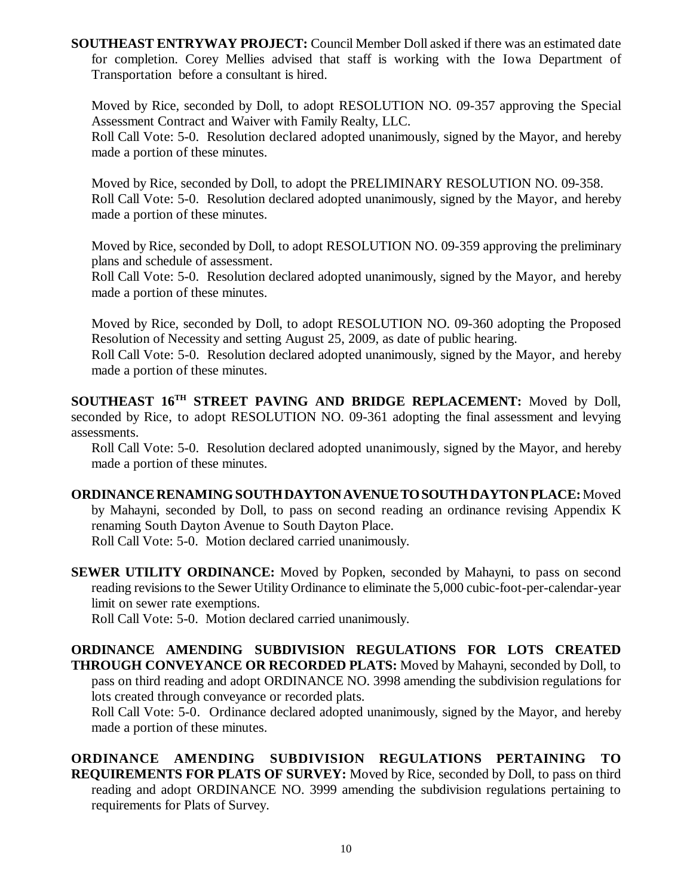**SOUTHEAST ENTRYWAY PROJECT:** Council Member Doll asked if there was an estimated date for completion. Corey Mellies advised that staff is working with the Iowa Department of Transportation before a consultant is hired.

Moved by Rice, seconded by Doll, to adopt RESOLUTION NO. 09-357 approving the Special Assessment Contract and Waiver with Family Realty, LLC.
Roll Call Vote: 5-0. Resolution declared adopted unanimously, signed by the Mayor, and hereby made a portion of these minutes.

Moved by Rice, seconded by Doll, to adopt the PRELIMINARY RESOLUTION NO. 09-358.
Roll Call Vote: 5-0. Resolution declared adopted unanimously, signed by the Mayor, and hereby made a portion of these minutes.

Moved by Rice, seconded by Doll, to adopt RESOLUTION NO. 09-359 approving the preliminary plans and schedule of assessment.
Roll Call Vote: 5-0. Resolution declared adopted unanimously, signed by the Mayor, and hereby made a portion of these minutes.

Moved by Rice, seconded by Doll, to adopt RESOLUTION NO. 09-360 adopting the Proposed Resolution of Necessity and setting August 25, 2009, as date of public hearing.
Roll Call Vote: 5-0. Resolution declared adopted unanimously, signed by the Mayor, and hereby made a portion of these minutes.

**SOUTHEAST 16TH STREET PAVING AND BRIDGE REPLACEMENT:** Moved by Doll, seconded by Rice, to adopt RESOLUTION NO. 09-361 adopting the final assessment and levying assessments.
Roll Call Vote: 5-0. Resolution declared adopted unanimously, signed by the Mayor, and hereby made a portion of these minutes.

**ORDINANCE RENAMING SOUTH DAYTON AVENUE TO SOUTH DAYTON PLACE:** Moved by Mahayni, seconded by Doll, to pass on second reading an ordinance revising Appendix K renaming South Dayton Avenue to South Dayton Place.
Roll Call Vote: 5-0. Motion declared carried unanimously.

**SEWER UTILITY ORDINANCE:** Moved by Popken, seconded by Mahayni, to pass on second reading revisions to the Sewer Utility Ordinance to eliminate the 5,000 cubic-foot-per-calendar-year limit on sewer rate exemptions.
Roll Call Vote: 5-0. Motion declared carried unanimously.

**ORDINANCE AMENDING SUBDIVISION REGULATIONS FOR LOTS CREATED THROUGH CONVEYANCE OR RECORDED PLATS:** Moved by Mahayni, seconded by Doll, to pass on third reading and adopt ORDINANCE NO. 3998 amending the subdivision regulations for lots created through conveyance or recorded plats.
Roll Call Vote: 5-0. Ordinance declared adopted unanimously, signed by the Mayor, and hereby made a portion of these minutes.

**ORDINANCE AMENDING SUBDIVISION REGULATIONS PERTAINING TO REQUIREMENTS FOR PLATS OF SURVEY:** Moved by Rice, seconded by Doll, to pass on third reading and adopt ORDINANCE NO. 3999 amending the subdivision regulations pertaining to requirements for Plats of Survey.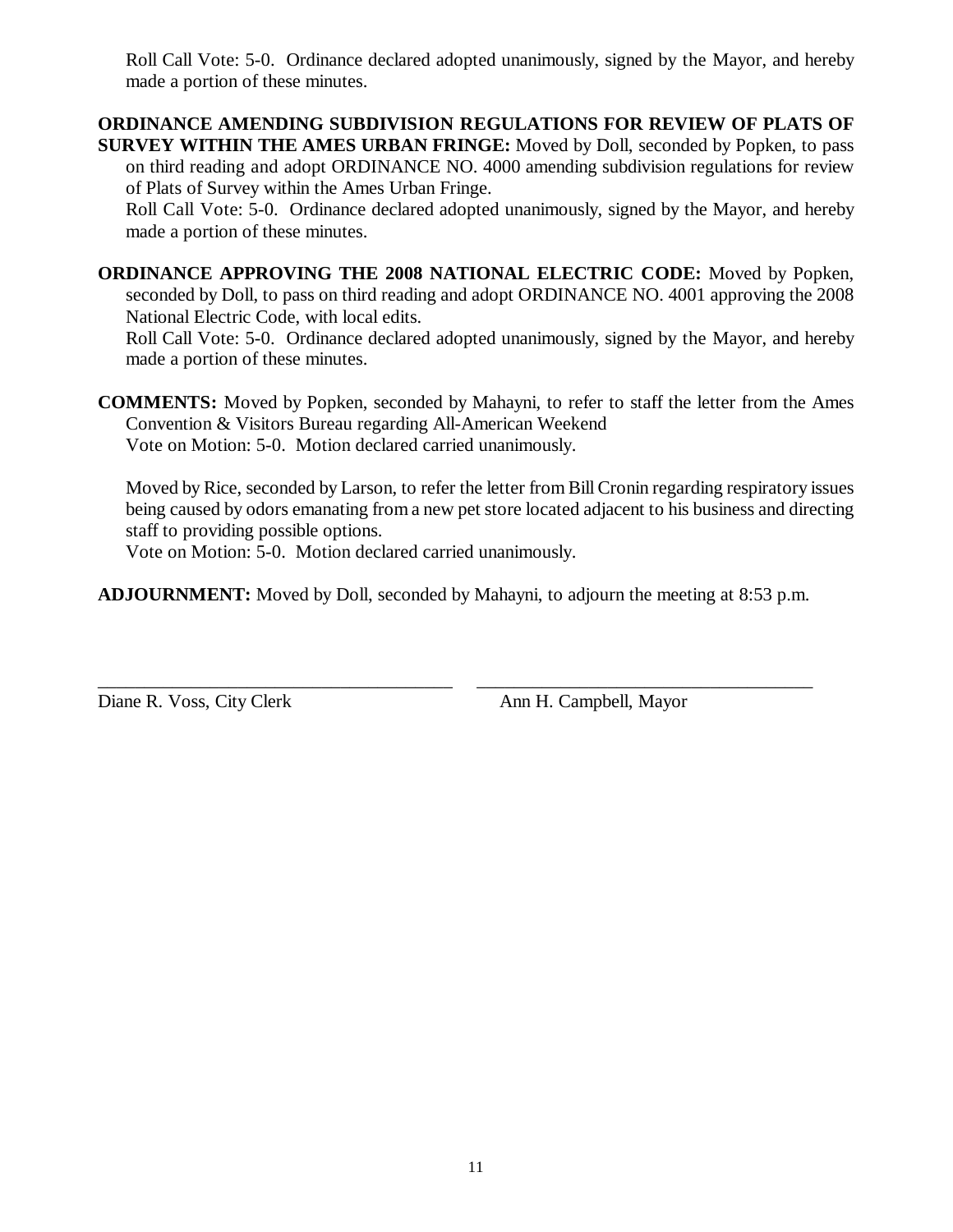Roll Call Vote: 5-0. Ordinance declared adopted unanimously, signed by the Mayor, and hereby made a portion of these minutes.

**ORDINANCE AMENDING SUBDIVISION REGULATIONS FOR REVIEW OF PLATS OF SURVEY WITHIN THE AMES URBAN FRINGE:** Moved by Doll, seconded by Popken, to pass on third reading and adopt ORDINANCE NO. 4000 amending subdivision regulations for review of Plats of Survey within the Ames Urban Fringe.

Roll Call Vote: 5-0. Ordinance declared adopted unanimously, signed by the Mayor, and hereby made a portion of these minutes.

**ORDINANCE APPROVING THE 2008 NATIONAL ELECTRIC CODE:** Moved by Popken, seconded by Doll, to pass on third reading and adopt ORDINANCE NO. 4001 approving the 2008 National Electric Code, with local edits.

Roll Call Vote: 5-0. Ordinance declared adopted unanimously, signed by the Mayor, and hereby made a portion of these minutes.

**COMMENTS:** Moved by Popken, seconded by Mahayni, to refer to staff the letter from the Ames Convention & Visitors Bureau regarding All-American Weekend

Vote on Motion: 5-0. Motion declared carried unanimously.

Moved by Rice, seconded by Larson, to refer the letter from Bill Cronin regarding respiratory issues being caused by odors emanating from a new pet store located adjacent to his business and directing staff to providing possible options.

Vote on Motion: 5-0. Motion declared carried unanimously.

**ADJOURNMENT:** Moved by Doll, seconded by Mahayni, to adjourn the meeting at 8:53 p.m.

\_\_\_\_\_\_\_\_\_\_\_\_\_\_\_\_\_\_\_\_\_\_\_\_\_\_\_\_\_\_\_\_\_\_\_\_\_\_ \_\_\_\_\_\_\_\_\_\_\_\_\_\_\_\_\_\_\_\_\_\_\_\_\_\_\_\_\_\_\_\_\_\_\_\_\_\_

Diane R. Voss, City Clerk Ann H. Campbell, Mayor